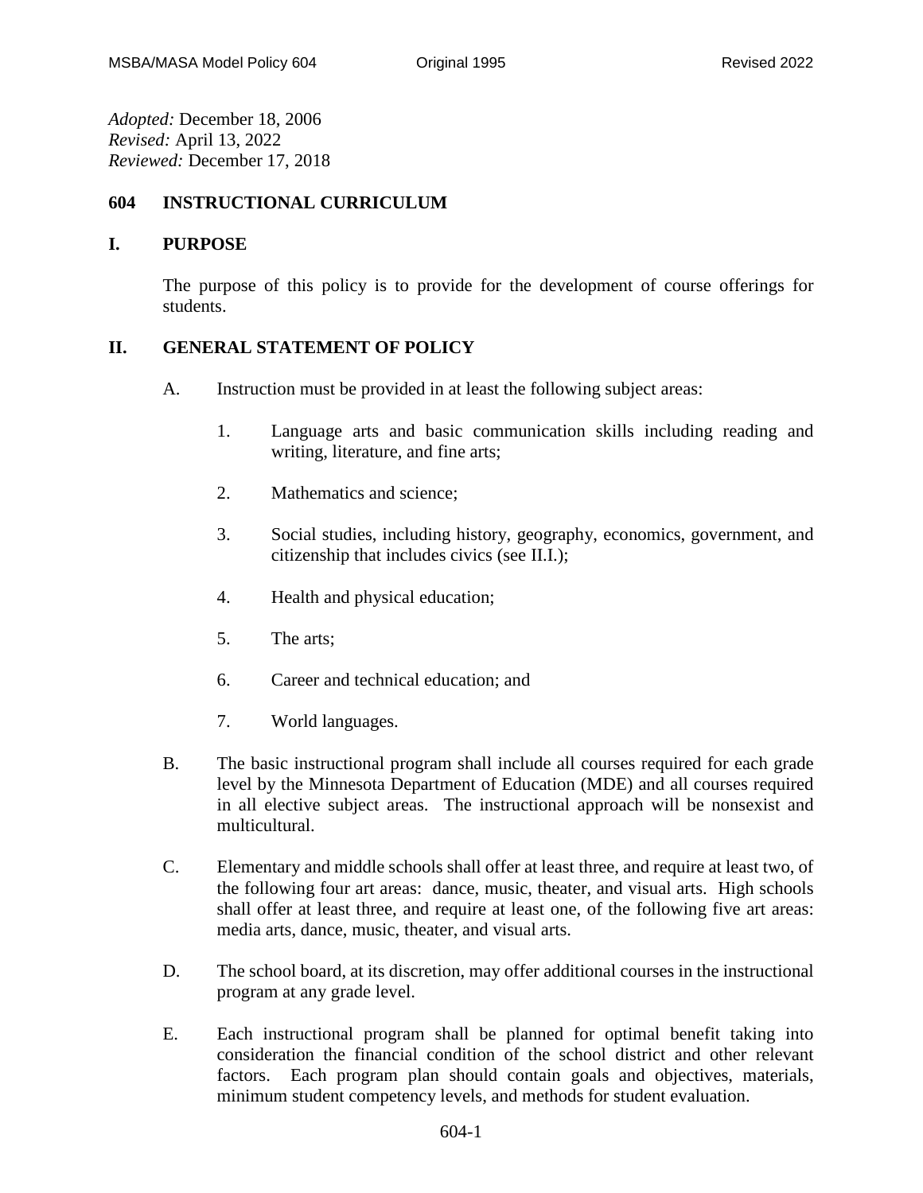*Adopted:* December 18, 2006
*Revised:* April 13, 2022
*Reviewed:* December 17, 2018

# 604 INSTRUCTIONAL CURRICULUM

## I. PURPOSE

The purpose of this policy is to provide for the development of course offerings for students.

## II. GENERAL STATEMENT OF POLICY

A. Instruction must be provided in at least the following subject areas:

1. Language arts and basic communication skills including reading and writing, literature, and fine arts;

2. Mathematics and science;

3. Social studies, including history, geography, economics, government, and citizenship that includes civics (see II.I.);

4. Health and physical education;

5. The arts;

6. Career and technical education; and

7. World languages.

B. The basic instructional program shall include all courses required for each grade level by the Minnesota Department of Education (MDE) and all courses required in all elective subject areas. The instructional approach will be nonsexist and multicultural.

C. Elementary and middle schools shall offer at least three, and require at least two, of the following four art areas: dance, music, theater, and visual arts. High schools shall offer at least three, and require at least one, of the following five art areas: media arts, dance, music, theater, and visual arts.

D. The school board, at its discretion, may offer additional courses in the instructional program at any grade level.

E. Each instructional program shall be planned for optimal benefit taking into consideration the financial condition of the school district and other relevant factors. Each program plan should contain goals and objectives, materials, minimum student competency levels, and methods for student evaluation.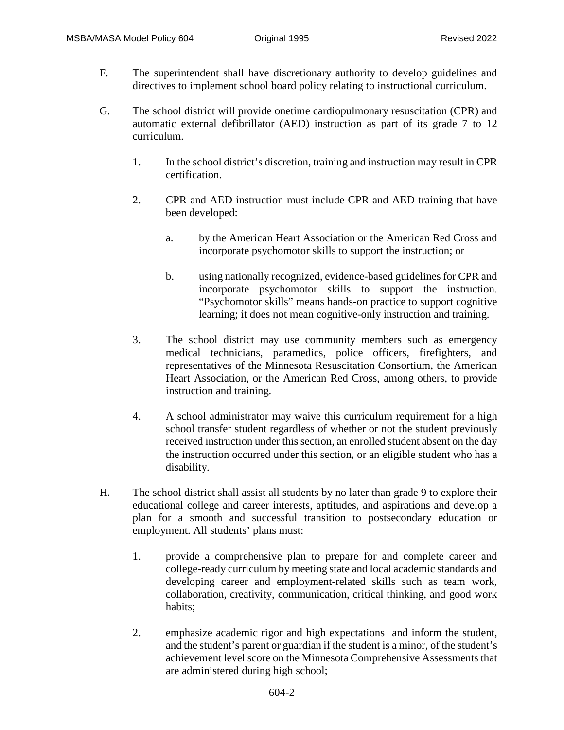F. The superintendent shall have discretionary authority to develop guidelines and directives to implement school board policy relating to instructional curriculum.

G. The school district will provide onetime cardiopulmonary resuscitation (CPR) and automatic external defibrillator (AED) instruction as part of its grade 7 to 12 curriculum.

   1. In the school district's discretion, training and instruction may result in CPR certification.

   2. CPR and AED instruction must include CPR and AED training that have been developed:

      a. by the American Heart Association or the American Red Cross and incorporate psychomotor skills to support the instruction; or

      b. using nationally recognized, evidence-based guidelines for CPR and incorporate psychomotor skills to support the instruction. "Psychomotor skills" means hands-on practice to support cognitive learning; it does not mean cognitive-only instruction and training.

   3. The school district may use community members such as emergency medical technicians, paramedics, police officers, firefighters, and representatives of the Minnesota Resuscitation Consortium, the American Heart Association, or the American Red Cross, among others, to provide instruction and training.

   4. A school administrator may waive this curriculum requirement for a high school transfer student regardless of whether or not the student previously received instruction under this section, an enrolled student absent on the day the instruction occurred under this section, or an eligible student who has a disability.

H. The school district shall assist all students by no later than grade 9 to explore their educational college and career interests, aptitudes, and aspirations and develop a plan for a smooth and successful transition to postsecondary education or employment. All students' plans must:

   1. provide a comprehensive plan to prepare for and complete career and college-ready curriculum by meeting state and local academic standards and developing career and employment-related skills such as team work, collaboration, creativity, communication, critical thinking, and good work habits;

   2. emphasize academic rigor and high expectations and inform the student, and the student's parent or guardian if the student is a minor, of the student's achievement level score on the Minnesota Comprehensive Assessments that are administered during high school;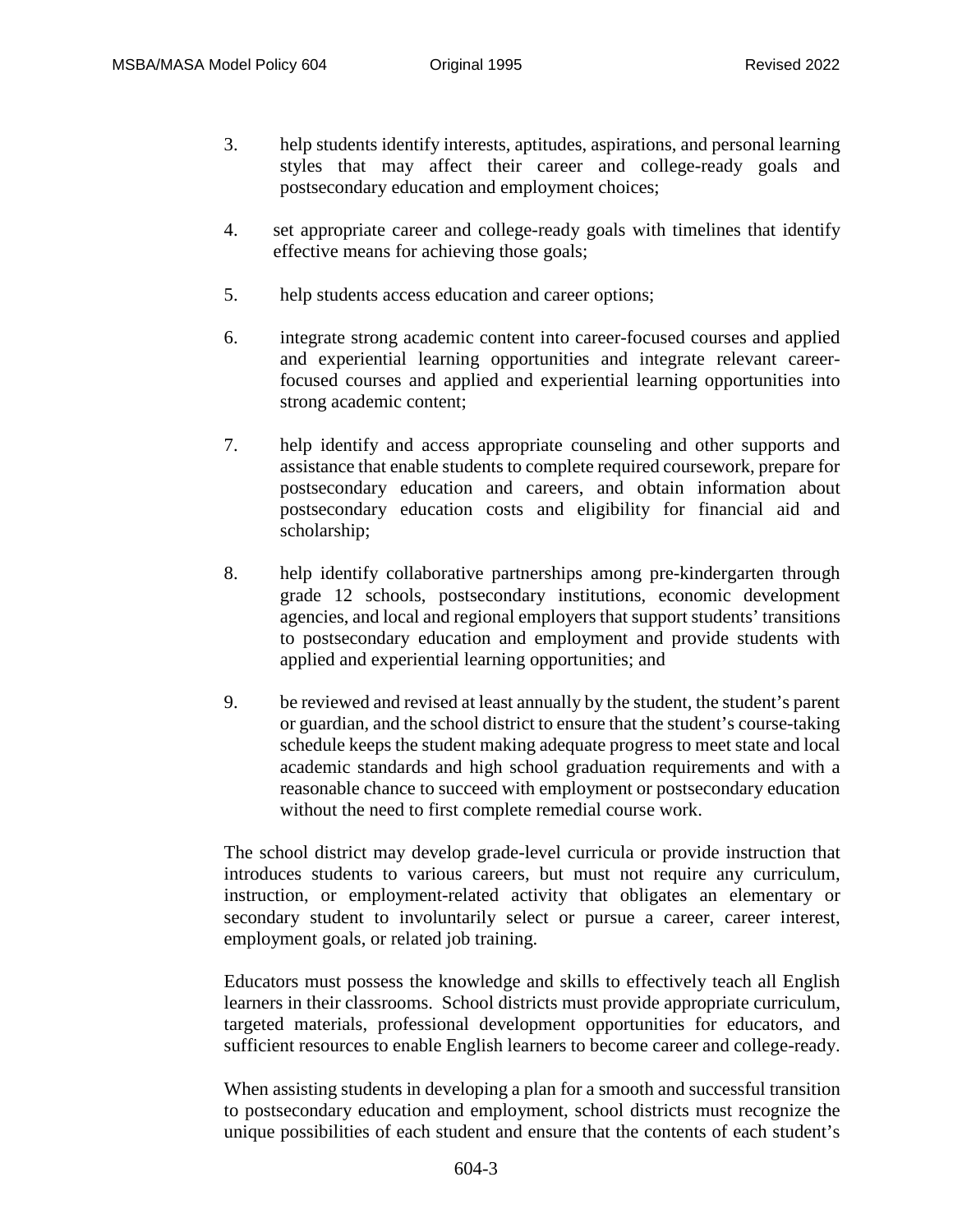3. help students identify interests, aptitudes, aspirations, and personal learning styles that may affect their career and college-ready goals and postsecondary education and employment choices;

4. set appropriate career and college-ready goals with timelines that identify effective means for achieving those goals;

5. help students access education and career options;

6. integrate strong academic content into career-focused courses and applied and experiential learning opportunities and integrate relevant career-focused courses and applied and experiential learning opportunities into strong academic content;

7. help identify and access appropriate counseling and other supports and assistance that enable students to complete required coursework, prepare for postsecondary education and careers, and obtain information about postsecondary education costs and eligibility for financial aid and scholarship;

8. help identify collaborative partnerships among pre-kindergarten through grade 12 schools, postsecondary institutions, economic development agencies, and local and regional employers that support students' transitions to postsecondary education and employment and provide students with applied and experiential learning opportunities; and

9. be reviewed and revised at least annually by the student, the student's parent or guardian, and the school district to ensure that the student's course-taking schedule keeps the student making adequate progress to meet state and local academic standards and high school graduation requirements and with a reasonable chance to succeed with employment or postsecondary education without the need to first complete remedial course work.

The school district may develop grade-level curricula or provide instruction that introduces students to various careers, but must not require any curriculum, instruction, or employment-related activity that obligates an elementary or secondary student to involuntarily select or pursue a career, career interest, employment goals, or related job training.

Educators must possess the knowledge and skills to effectively teach all English learners in their classrooms. School districts must provide appropriate curriculum, targeted materials, professional development opportunities for educators, and sufficient resources to enable English learners to become career and college-ready.

When assisting students in developing a plan for a smooth and successful transition to postsecondary education and employment, school districts must recognize the unique possibilities of each student and ensure that the contents of each student's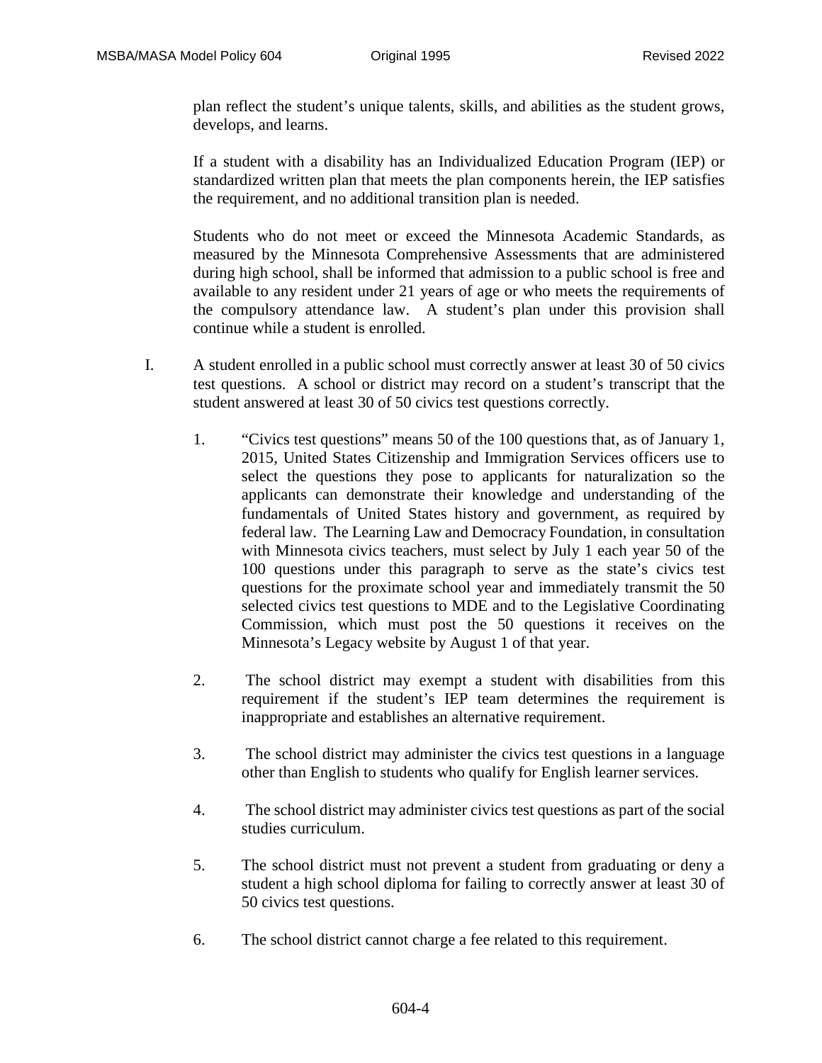plan reflect the student's unique talents, skills, and abilities as the student grows, develops, and learns.

If a student with a disability has an Individualized Education Program (IEP) or standardized written plan that meets the plan components herein, the IEP satisfies the requirement, and no additional transition plan is needed.

Students who do not meet or exceed the Minnesota Academic Standards, as measured by the Minnesota Comprehensive Assessments that are administered during high school, shall be informed that admission to a public school is free and available to any resident under 21 years of age or who meets the requirements of the compulsory attendance law. A student's plan under this provision shall continue while a student is enrolled.

I. A student enrolled in a public school must correctly answer at least 30 of 50 civics test questions. A school or district may record on a student's transcript that the student answered at least 30 of 50 civics test questions correctly.

   1. "Civics test questions" means 50 of the 100 questions that, as of January 1, 2015, United States Citizenship and Immigration Services officers use to select the questions they pose to applicants for naturalization so the applicants can demonstrate their knowledge and understanding of the fundamentals of United States history and government, as required by federal law. The Learning Law and Democracy Foundation, in consultation with Minnesota civics teachers, must select by July 1 each year 50 of the 100 questions under this paragraph to serve as the state's civics test questions for the proximate school year and immediately transmit the 50 selected civics test questions to MDE and to the Legislative Coordinating Commission, which must post the 50 questions it receives on the Minnesota's Legacy website by August 1 of that year.

   2. The school district may exempt a student with disabilities from this requirement if the student's IEP team determines the requirement is inappropriate and establishes an alternative requirement.

   3. The school district may administer the civics test questions in a language other than English to students who qualify for English learner services.

   4. The school district may administer civics test questions as part of the social studies curriculum.

   5. The school district must not prevent a student from graduating or deny a student a high school diploma for failing to correctly answer at least 30 of 50 civics test questions.

   6. The school district cannot charge a fee related to this requirement.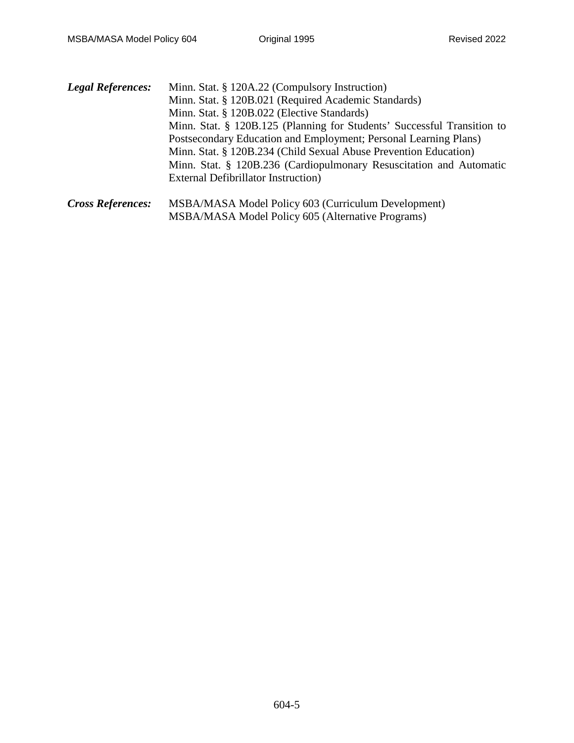***Legal References:*** Minn. Stat. § 120A.22 (Compulsory Instruction)
Minn. Stat. § 120B.021 (Required Academic Standards)
Minn. Stat. § 120B.022 (Elective Standards)
Minn. Stat. § 120B.125 (Planning for Students' Successful Transition to Postsecondary Education and Employment; Personal Learning Plans)
Minn. Stat. § 120B.234 (Child Sexual Abuse Prevention Education)
Minn. Stat. § 120B.236 (Cardiopulmonary Resuscitation and Automatic External Defibrillator Instruction)

***Cross References:*** MSBA/MASA Model Policy 603 (Curriculum Development)
MSBA/MASA Model Policy 605 (Alternative Programs)